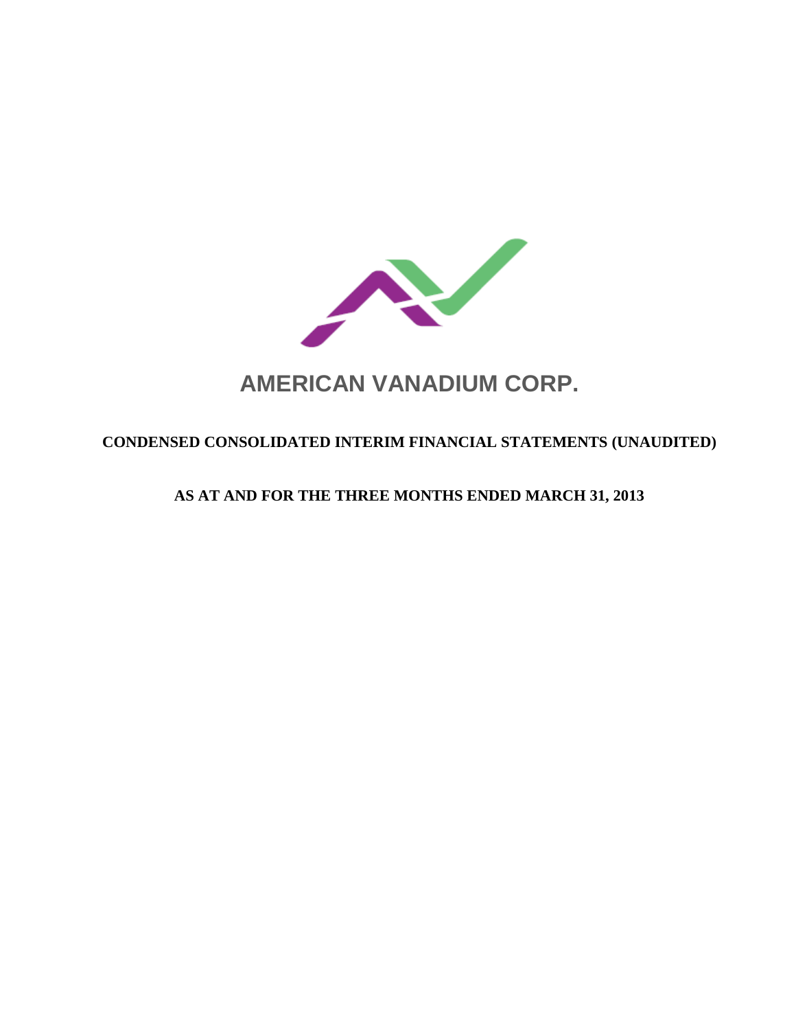# AMERICAN VANADIUM CORP.

**CONDENSED CONSOLIDATED INTERIM FINANCIAL STATEMENTS (UNAUDITED)**

**AS AT AND FOR THE THREE MONTHS ENDED MARCH 31, 2013**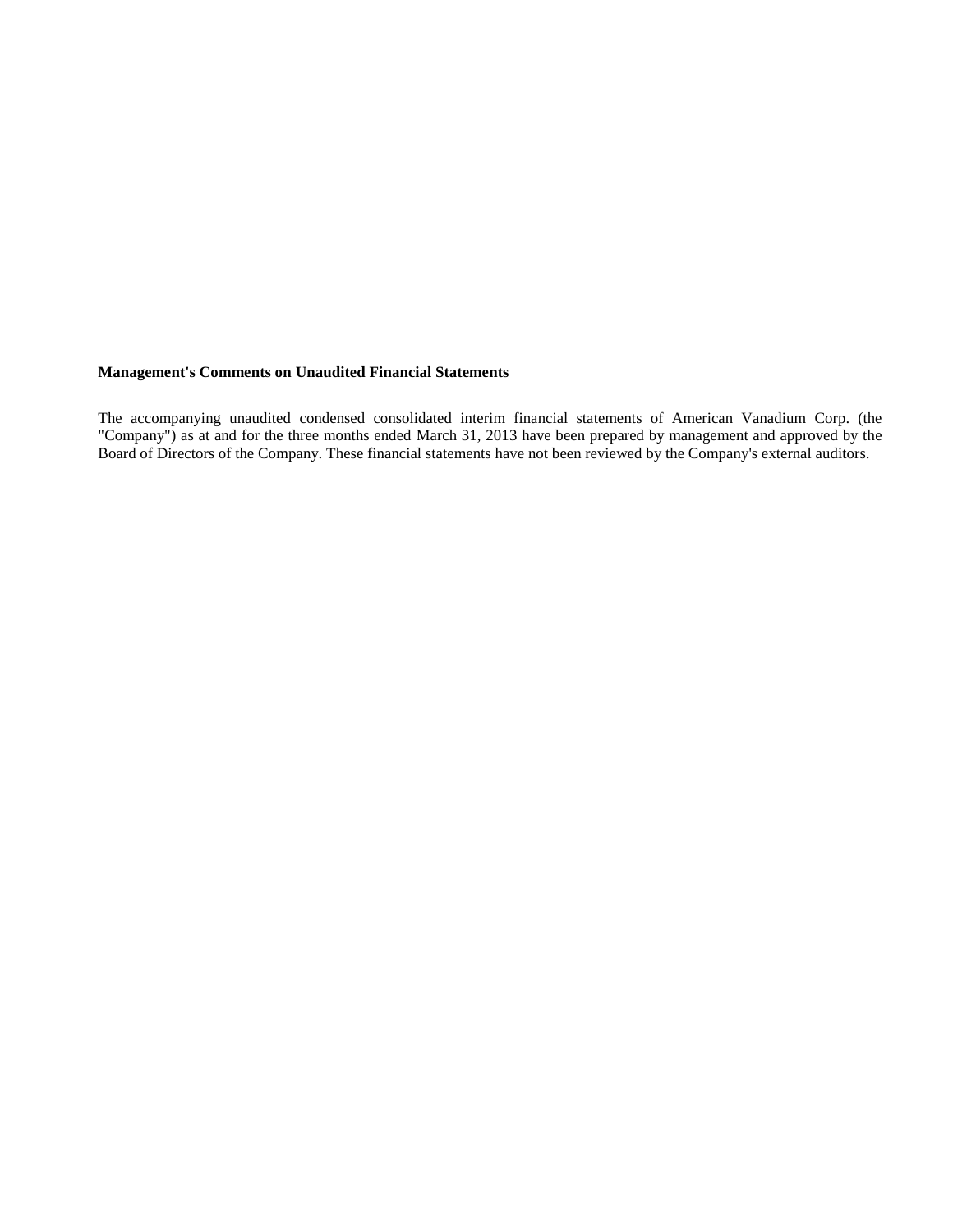**Management's Comments on Unaudited Financial Statements**

The accompanying unaudited condensed consolidated interim financial statements of American Vanadium Corp. (the "Company") as at and for the three months ended March 31, 2013 have been prepared by management and approved by the Board of Directors of the Company. These financial statements have not been reviewed by the Company's external auditors.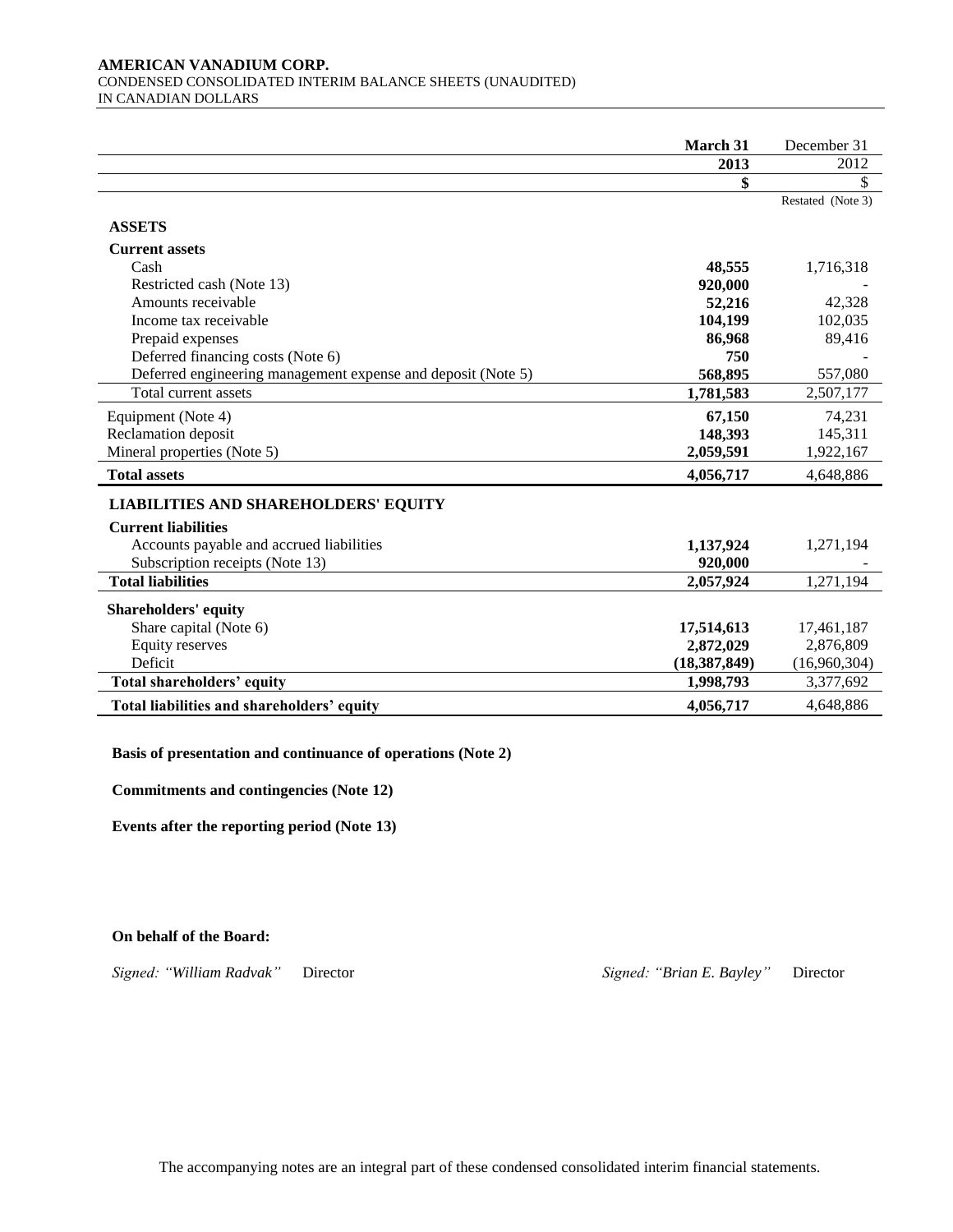**AMERICAN VANADIUM CORP.**
CONDENSED CONSOLIDATED INTERIM BALANCE SHEETS (UNAUDITED)
IN CANADIAN DOLLARS

| | March 31 2013 | December 31 2012 |
|---|---|---|
| | **$** | $ |
| | | Restated (Note 3) |
| **ASSETS** | | |
| **Current assets** | | |
| Cash | **48,555** | 1,716,318 |
| Restricted cash (Note 13) | **920,000** | - |
| Amounts receivable | **52,216** | 42,328 |
| Income tax receivable | **104,199** | 102,035 |
| Prepaid expenses | **86,968** | 89,416 |
| Deferred financing costs (Note 6) | **750** | - |
| Deferred engineering management expense and deposit (Note 5) | **568,895** | 557,080 |
| Total current assets | **1,781,583** | 2,507,177 |
| Equipment (Note 4) | **67,150** | 74,231 |
| Reclamation deposit | **148,393** | 145,311 |
| Mineral properties (Note 5) | **2,059,591** | 1,922,167 |
| **Total assets** | **4,056,717** | 4,648,886 |
| **LIABILITIES AND SHAREHOLDERS' EQUITY** | | |
| **Current liabilities** | | |
| Accounts payable and accrued liabilities | **1,137,924** | 1,271,194 |
| Subscription receipts (Note 13) | **920,000** | - |
| **Total liabilities** | **2,057,924** | 1,271,194 |
| **Shareholders' equity** | | |
| Share capital (Note 6) | **17,514,613** | 17,461,187 |
| Equity reserves | **2,872,029** | 2,876,809 |
| Deficit | **(18,387,849)** | (16,960,304) |
| **Total shareholders' equity** | **1,998,793** | 3,377,692 |
| **Total liabilities and shareholders' equity** | **4,056,717** | 4,648,886 |

**Basis of presentation and continuance of operations (Note 2)**

**Commitments and contingencies (Note 12)**

**Events after the reporting period (Note 13)**

**On behalf of the Board:**

*Signed: "William Radvak"* Director *Signed: "Brian E. Bayley"* Director

The accompanying notes are an integral part of these condensed consolidated interim financial statements.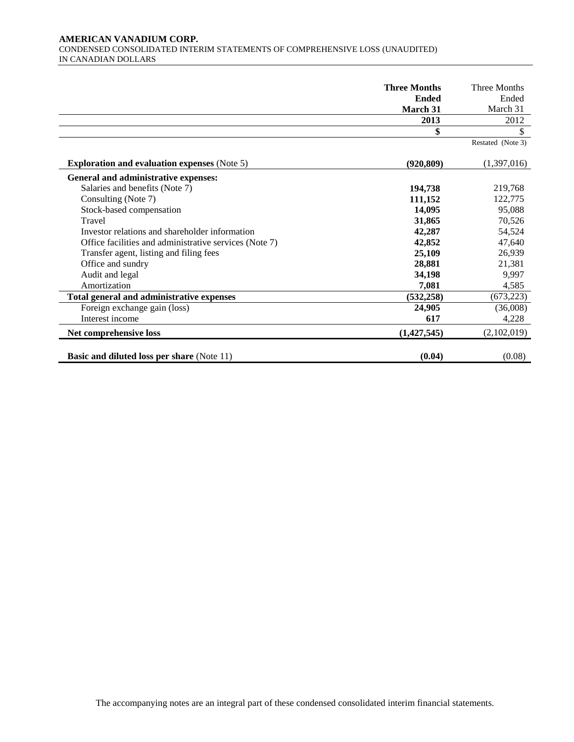**AMERICAN VANADIUM CORP.**
CONDENSED CONSOLIDATED INTERIM STATEMENTS OF COMPREHENSIVE LOSS (UNAUDITED)
IN CANADIAN DOLLARS

| | **Three Months Ended March 31 2013** | Three Months Ended March 31 2012 |
|---|---|---|
| | **$** | $ |
| | | Restated (Note 3) |
| **Exploration and evaluation expenses** (Note 5) | **(920,809)** | (1,397,016) |
| **General and administrative expenses:** | | |
| Salaries and benefits (Note 7) | **194,738** | 219,768 |
| Consulting (Note 7) | **111,152** | 122,775 |
| Stock-based compensation | **14,095** | 95,088 |
| Travel | **31,865** | 70,526 |
| Investor relations and shareholder information | **42,287** | 54,524 |
| Office facilities and administrative services (Note 7) | **42,852** | 47,640 |
| Transfer agent, listing and filing fees | **25,109** | 26,939 |
| Office and sundry | **28,881** | 21,381 |
| Audit and legal | **34,198** | 9,997 |
| Amortization | **7,081** | 4,585 |
| **Total general and administrative expenses** | **(532,258)** | (673,223) |
| Foreign exchange gain (loss) | **24,905** | (36,008) |
| Interest income | **617** | 4,228 |
| **Net comprehensive loss** | **(1,427,545)** | (2,102,019) |
| **Basic and diluted loss per share** (Note 11) | **(0.04)** | (0.08) |

The accompanying notes are an integral part of these condensed consolidated interim financial statements.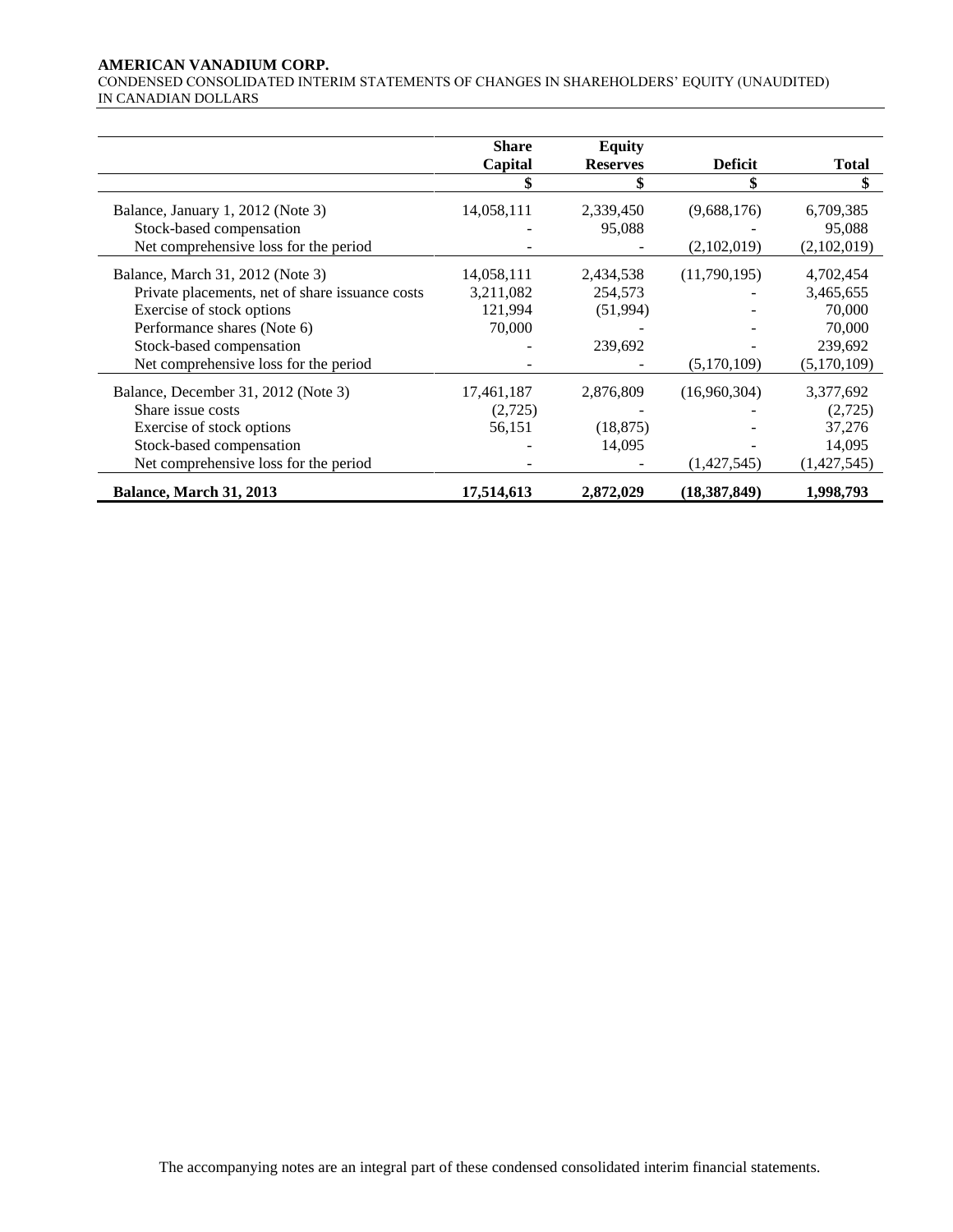**AMERICAN VANADIUM CORP.**
CONDENSED CONSOLIDATED INTERIM STATEMENTS OF CHANGES IN SHAREHOLDERS' EQUITY (UNAUDITED)
IN CANADIAN DOLLARS

| | Share Capital | Equity Reserves | Deficit | Total |
|---|---|---|---|---|
| | $ | $ | $ | $ |
| Balance, January 1, 2012 (Note 3) | 14,058,111 | 2,339,450 | (9,688,176) | 6,709,385 |
| Stock-based compensation | - | 95,088 | - | 95,088 |
| Net comprehensive loss for the period | - | - | (2,102,019) | (2,102,019) |
| Balance, March 31, 2012 (Note 3) | 14,058,111 | 2,434,538 | (11,790,195) | 4,702,454 |
| Private placements, net of share issuance costs | 3,211,082 | 254,573 | - | 3,465,655 |
| Exercise of stock options | 121,994 | (51,994) | - | 70,000 |
| Performance shares (Note 6) | 70,000 | - | - | 70,000 |
| Stock-based compensation | - | 239,692 | - | 239,692 |
| Net comprehensive loss for the period | - | - | (5,170,109) | (5,170,109) |
| Balance, December 31, 2012 (Note 3) | 17,461,187 | 2,876,809 | (16,960,304) | 3,377,692 |
| Share issue costs | (2,725) | - | - | (2,725) |
| Exercise of stock options | 56,151 | (18,875) | - | 37,276 |
| Stock-based compensation | - | 14,095 | - | 14,095 |
| Net comprehensive loss for the period | - | - | (1,427,545) | (1,427,545) |
| **Balance, March 31, 2013** | **17,514,613** | **2,872,029** | **(18,387,849)** | **1,998,793** |

The accompanying notes are an integral part of these condensed consolidated interim financial statements.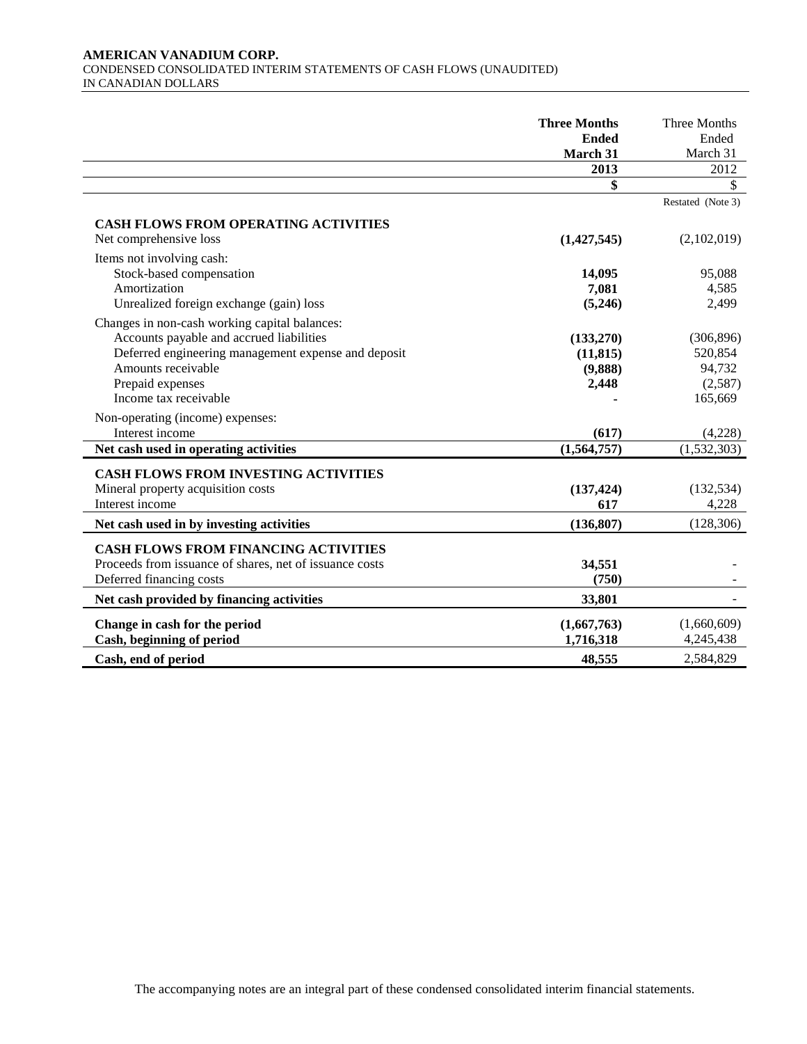**AMERICAN VANADIUM CORP.**
CONDENSED CONSOLIDATED INTERIM STATEMENTS OF CASH FLOWS (UNAUDITED)
IN CANADIAN DOLLARS

| | **Three Months Ended March 31 2013** | Three Months Ended March 31 2012 |
|---|---|---|
| | **$** | $ |
| | | Restated (Note 3) |
| **CASH FLOWS FROM OPERATING ACTIVITIES** | | |
| Net comprehensive loss | **(1,427,545)** | (2,102,019) |
| Items not involving cash: | | |
| Stock-based compensation | **14,095** | 95,088 |
| Amortization | **7,081** | 4,585 |
| Unrealized foreign exchange (gain) loss | **(5,246)** | 2,499 |
| Changes in non-cash working capital balances: | | |
| Accounts payable and accrued liabilities | **(133,270)** | (306,896) |
| Deferred engineering management expense and deposit | **(11,815)** | 520,854 |
| Amounts receivable | **(9,888)** | 94,732 |
| Prepaid expenses | **2,448** | (2,587) |
| Income tax receivable | **-** | 165,669 |
| Non-operating (income) expenses: | | |
| Interest income | **(617)** | (4,228) |
| **Net cash used in operating activities** | **(1,564,757)** | (1,532,303) |
| **CASH FLOWS FROM INVESTING ACTIVITIES** | | |
| Mineral property acquisition costs | **(137,424)** | (132,534) |
| Interest income | **617** | 4,228 |
| **Net cash used in by investing activities** | **(136,807)** | (128,306) |
| **CASH FLOWS FROM FINANCING ACTIVITIES** | | |
| Proceeds from issuance of shares, net of issuance costs | **34,551** | - |
| Deferred financing costs | **(750)** | - |
| **Net cash provided by financing activities** | **33,801** | - |
| **Change in cash for the period** | **(1,667,763)** | (1,660,609) |
| **Cash, beginning of period** | **1,716,318** | 4,245,438 |
| **Cash, end of period** | **48,555** | 2,584,829 |

The accompanying notes are an integral part of these condensed consolidated interim financial statements.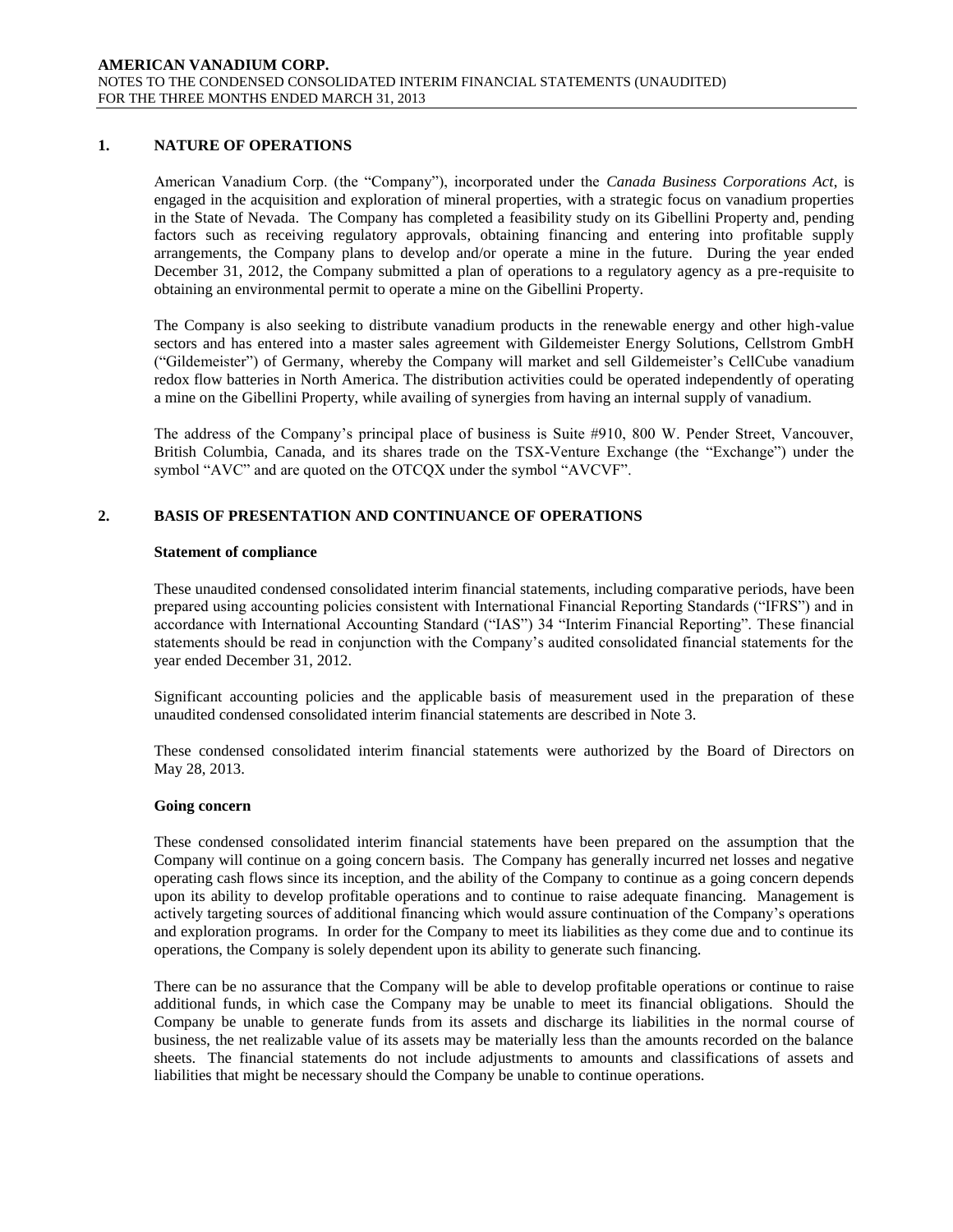## 1. NATURE OF OPERATIONS

American Vanadium Corp. (the "Company"), incorporated under the *Canada Business Corporations Act*, is engaged in the acquisition and exploration of mineral properties, with a strategic focus on vanadium properties in the State of Nevada. The Company has completed a feasibility study on its Gibellini Property and, pending factors such as receiving regulatory approvals, obtaining financing and entering into profitable supply arrangements, the Company plans to develop and/or operate a mine in the future. During the year ended December 31, 2012, the Company submitted a plan of operations to a regulatory agency as a pre-requisite to obtaining an environmental permit to operate a mine on the Gibellini Property.

The Company is also seeking to distribute vanadium products in the renewable energy and other high-value sectors and has entered into a master sales agreement with Gildemeister Energy Solutions, Cellstrom GmbH ("Gildemeister") of Germany, whereby the Company will market and sell Gildemeister's CellCube vanadium redox flow batteries in North America. The distribution activities could be operated independently of operating a mine on the Gibellini Property, while availing of synergies from having an internal supply of vanadium.

The address of the Company's principal place of business is Suite #910, 800 W. Pender Street, Vancouver, British Columbia, Canada, and its shares trade on the TSX-Venture Exchange (the "Exchange") under the symbol "AVC" and are quoted on the OTCQX under the symbol "AVCVF".

## 2. BASIS OF PRESENTATION AND CONTINUANCE OF OPERATIONS

### Statement of compliance

These unaudited condensed consolidated interim financial statements, including comparative periods, have been prepared using accounting policies consistent with International Financial Reporting Standards ("IFRS") and in accordance with International Accounting Standard ("IAS") 34 "Interim Financial Reporting". These financial statements should be read in conjunction with the Company's audited consolidated financial statements for the year ended December 31, 2012.

Significant accounting policies and the applicable basis of measurement used in the preparation of these unaudited condensed consolidated interim financial statements are described in Note 3.

These condensed consolidated interim financial statements were authorized by the Board of Directors on May 28, 2013.

### Going concern

These condensed consolidated interim financial statements have been prepared on the assumption that the Company will continue on a going concern basis. The Company has generally incurred net losses and negative operating cash flows since its inception, and the ability of the Company to continue as a going concern depends upon its ability to develop profitable operations and to continue to raise adequate financing. Management is actively targeting sources of additional financing which would assure continuation of the Company's operations and exploration programs. In order for the Company to meet its liabilities as they come due and to continue its operations, the Company is solely dependent upon its ability to generate such financing.

There can be no assurance that the Company will be able to develop profitable operations or continue to raise additional funds, in which case the Company may be unable to meet its financial obligations. Should the Company be unable to generate funds from its assets and discharge its liabilities in the normal course of business, the net realizable value of its assets may be materially less than the amounts recorded on the balance sheets. The financial statements do not include adjustments to amounts and classifications of assets and liabilities that might be necessary should the Company be unable to continue operations.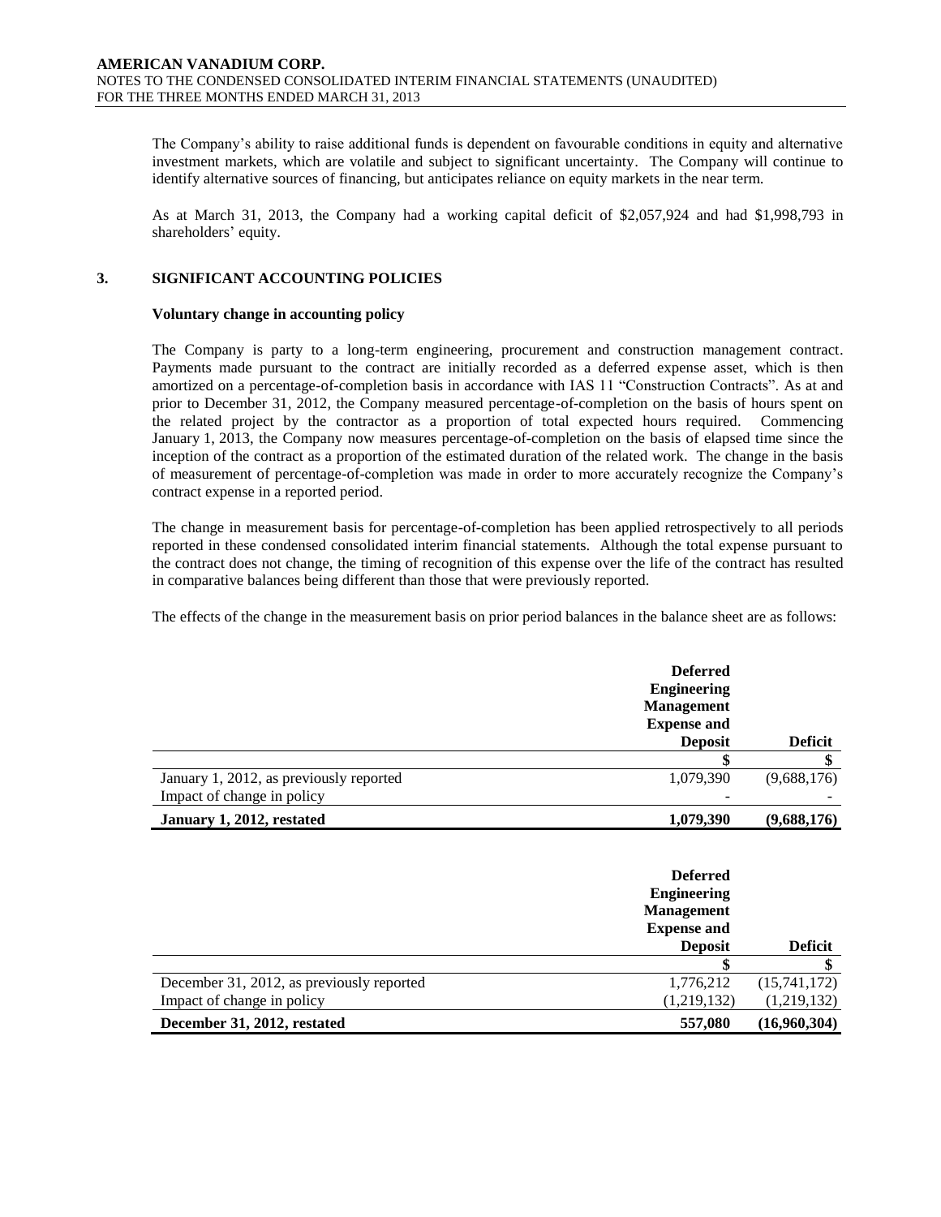The Company's ability to raise additional funds is dependent on favourable conditions in equity and alternative investment markets, which are volatile and subject to significant uncertainty. The Company will continue to identify alternative sources of financing, but anticipates reliance on equity markets in the near term.

As at March 31, 2013, the Company had a working capital deficit of $2,057,924 and had $1,998,793 in shareholders' equity.

## 3. SIGNIFICANT ACCOUNTING POLICIES

### Voluntary change in accounting policy

The Company is party to a long-term engineering, procurement and construction management contract. Payments made pursuant to the contract are initially recorded as a deferred expense asset, which is then amortized on a percentage-of-completion basis in accordance with IAS 11 "Construction Contracts". As at and prior to December 31, 2012, the Company measured percentage-of-completion on the basis of hours spent on the related project by the contractor as a proportion of total expected hours required. Commencing January 1, 2013, the Company now measures percentage-of-completion on the basis of elapsed time since the inception of the contract as a proportion of the estimated duration of the related work. The change in the basis of measurement of percentage-of-completion was made in order to more accurately recognize the Company's contract expense in a reported period.

The change in measurement basis for percentage-of-completion has been applied retrospectively to all periods reported in these condensed consolidated interim financial statements. Although the total expense pursuant to the contract does not change, the timing of recognition of this expense over the life of the contract has resulted in comparative balances being different than those that were previously reported.

The effects of the change in the measurement basis on prior period balances in the balance sheet are as follows:

| | Deferred Engineering Management Expense and Deposit | Deficit |
|---|---|---|
| | $ | $ |
| January 1, 2012, as previously reported | 1,079,390 | (9,688,176) |
| Impact of change in policy | - | - |
| **January 1, 2012, restated** | **1,079,390** | **(9,688,176)** |

| | Deferred Engineering Management Expense and Deposit | Deficit |
|---|---|---|
| | $ | $ |
| December 31, 2012, as previously reported | 1,776,212 | (15,741,172) |
| Impact of change in policy | (1,219,132) | (1,219,132) |
| **December 31, 2012, restated** | **557,080** | **(16,960,304)** |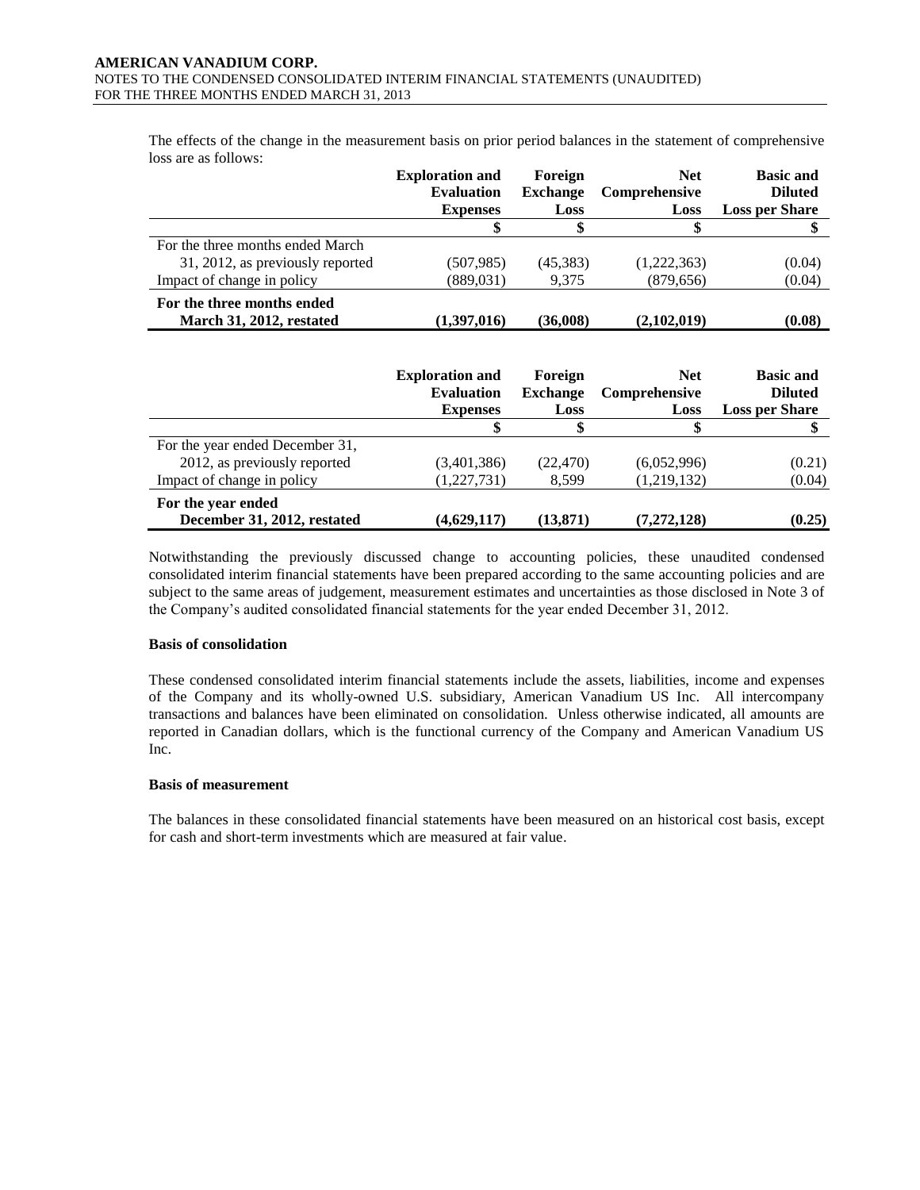The effects of the change in the measurement basis on prior period balances in the statement of comprehensive loss are as follows:

| | Exploration and Evaluation Expenses | Foreign Exchange Loss | Net Comprehensive Loss | Basic and Diluted Loss per Share |
|---|---|---|---|---|
| | $ | $ | $ | $ |
| For the three months ended March 31, 2012, as previously reported | (507,985) | (45,383) | (1,222,363) | (0.04) |
| Impact of change in policy | (889,031) | 9,375 | (879,656) | (0.04) |
| **For the three months ended March 31, 2012, restated** | **(1,397,016)** | **(36,008)** | **(2,102,019)** | **(0.08)** |

| | Exploration and Evaluation Expenses | Foreign Exchange Loss | Net Comprehensive Loss | Basic and Diluted Loss per Share |
|---|---|---|---|---|
| | $ | $ | $ | $ |
| For the year ended December 31, 2012, as previously reported | (3,401,386) | (22,470) | (6,052,996) | (0.21) |
| Impact of change in policy | (1,227,731) | 8,599 | (1,219,132) | (0.04) |
| **For the year ended December 31, 2012, restated** | **(4,629,117)** | **(13,871)** | **(7,272,128)** | **(0.25)** |

Notwithstanding the previously discussed change to accounting policies, these unaudited condensed consolidated interim financial statements have been prepared according to the same accounting policies and are subject to the same areas of judgement, measurement estimates and uncertainties as those disclosed in Note 3 of the Company's audited consolidated financial statements for the year ended December 31, 2012.

**Basis of consolidation**

These condensed consolidated interim financial statements include the assets, liabilities, income and expenses of the Company and its wholly-owned U.S. subsidiary, American Vanadium US Inc. All intercompany transactions and balances have been eliminated on consolidation. Unless otherwise indicated, all amounts are reported in Canadian dollars, which is the functional currency of the Company and American Vanadium US Inc.

**Basis of measurement**

The balances in these consolidated financial statements have been measured on an historical cost basis, except for cash and short-term investments which are measured at fair value.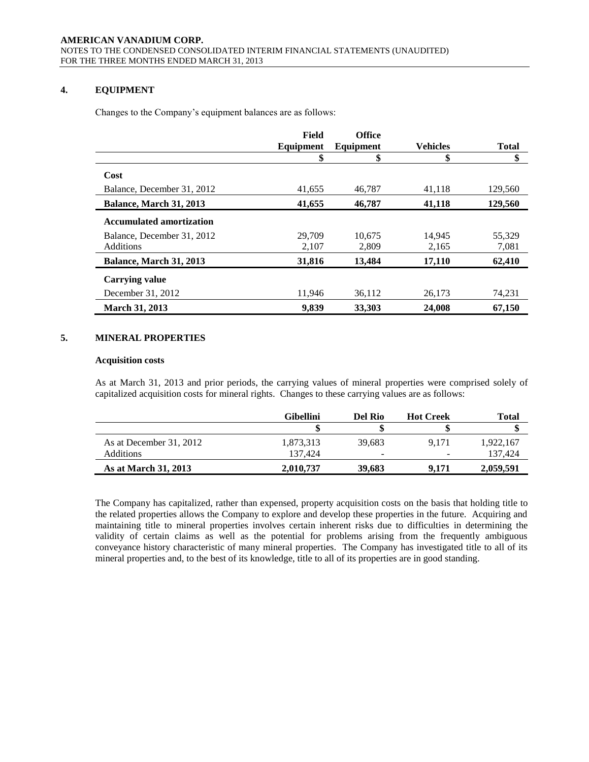## 4. EQUIPMENT

Changes to the Company's equipment balances are as follows:

| | Field Equipment | Office Equipment | Vehicles | Total |
|---|---|---|---|---|
| | $ | $ | $ | $ |
| **Cost** | | | | |
| Balance, December 31, 2012 | 41,655 | 46,787 | 41,118 | 129,560 |
| **Balance, March 31, 2013** | **41,655** | **46,787** | **41,118** | **129,560** |
| **Accumulated amortization** | | | | |
| Balance, December 31, 2012 | 29,709 | 10,675 | 14,945 | 55,329 |
| Additions | 2,107 | 2,809 | 2,165 | 7,081 |
| **Balance, March 31, 2013** | **31,816** | **13,484** | **17,110** | **62,410** |
| **Carrying value** | | | | |
| December 31, 2012 | 11,946 | 36,112 | 26,173 | 74,231 |
| **March 31, 2013** | **9,839** | **33,303** | **24,008** | **67,150** |

## 5. MINERAL PROPERTIES

### Acquisition costs

As at March 31, 2013 and prior periods, the carrying values of mineral properties were comprised solely of capitalized acquisition costs for mineral rights. Changes to these carrying values are as follows:

| | Gibellini | Del Rio | Hot Creek | Total |
|---|---|---|---|---|
| | $ | $ | $ | $ |
| As at December 31, 2012 | 1,873,313 | 39,683 | 9,171 | 1,922,167 |
| Additions | 137,424 | - | - | 137,424 |
| **As at March 31, 2013** | **2,010,737** | **39,683** | **9,171** | **2,059,591** |

The Company has capitalized, rather than expensed, property acquisition costs on the basis that holding title to the related properties allows the Company to explore and develop these properties in the future. Acquiring and maintaining title to mineral properties involves certain inherent risks due to difficulties in determining the validity of certain claims as well as the potential for problems arising from the frequently ambiguous conveyance history characteristic of many mineral properties. The Company has investigated title to all of its mineral properties and, to the best of its knowledge, title to all of its properties are in good standing.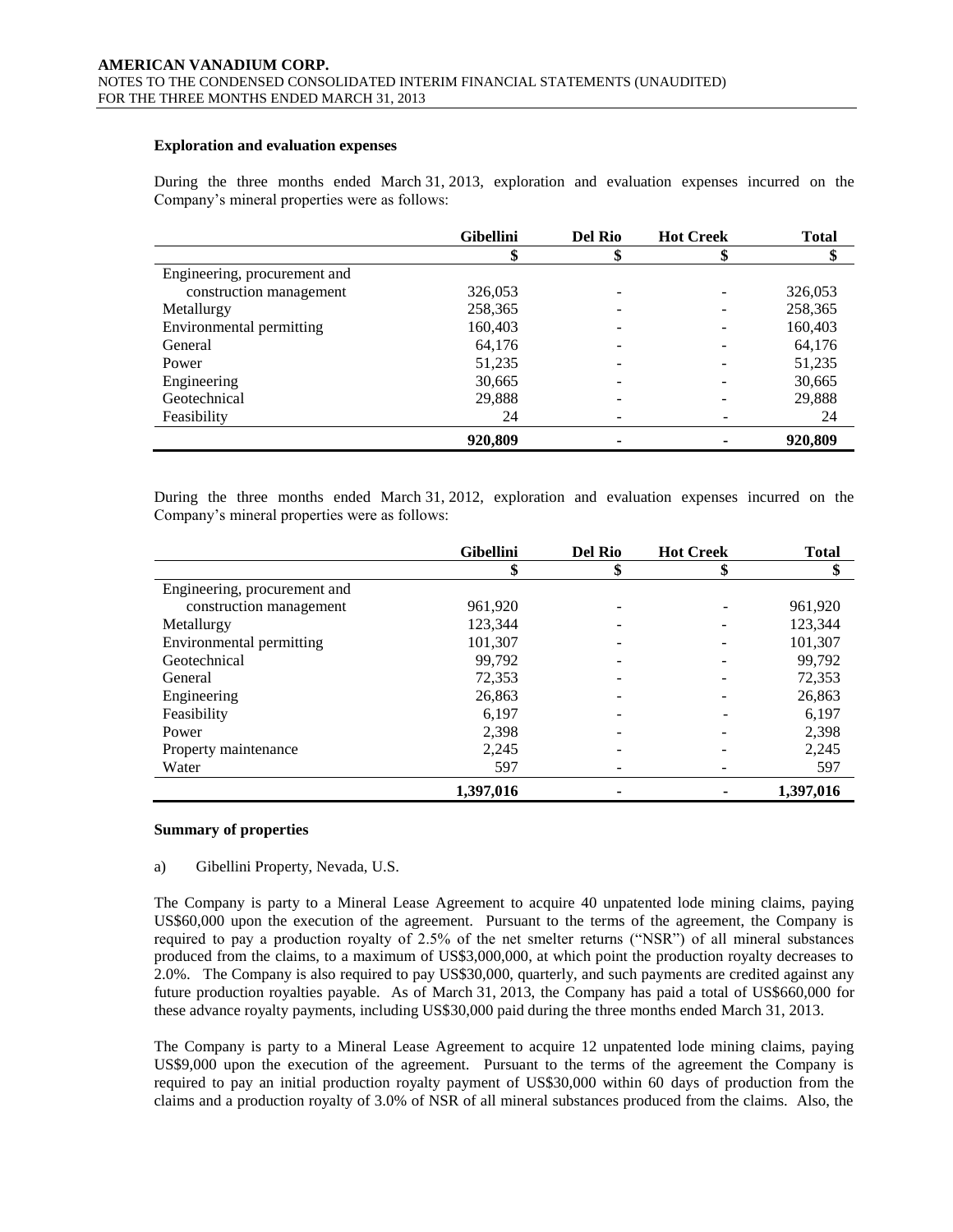**Exploration and evaluation expenses**

During the three months ended March 31, 2013, exploration and evaluation expenses incurred on the Company's mineral properties were as follows:

| | Gibellini | Del Rio | Hot Creek | Total |
|---|---|---|---|---|
| | $ | $ | $ | $ |
| Engineering, procurement and construction management | 326,053 | - | - | 326,053 |
| Metallurgy | 258,365 | - | - | 258,365 |
| Environmental permitting | 160,403 | - | - | 160,403 |
| General | 64,176 | - | - | 64,176 |
| Power | 51,235 | - | - | 51,235 |
| Engineering | 30,665 | - | - | 30,665 |
| Geotechnical | 29,888 | - | - | 29,888 |
| Feasibility | 24 | - | - | 24 |
| | **920,809** | **-** | **-** | **920,809** |

During the three months ended March 31, 2012, exploration and evaluation expenses incurred on the Company's mineral properties were as follows:

| | Gibellini | Del Rio | Hot Creek | Total |
|---|---|---|---|---|
| | $ | $ | $ | $ |
| Engineering, procurement and construction management | 961,920 | - | - | 961,920 |
| Metallurgy | 123,344 | - | - | 123,344 |
| Environmental permitting | 101,307 | - | - | 101,307 |
| Geotechnical | 99,792 | - | - | 99,792 |
| General | 72,353 | - | - | 72,353 |
| Engineering | 26,863 | - | - | 26,863 |
| Feasibility | 6,197 | - | - | 6,197 |
| Power | 2,398 | - | - | 2,398 |
| Property maintenance | 2,245 | - | - | 2,245 |
| Water | 597 | - | - | 597 |
| | **1,397,016** | **-** | **-** | **1,397,016** |

**Summary of properties**

a) Gibellini Property, Nevada, U.S.

The Company is party to a Mineral Lease Agreement to acquire 40 unpatented lode mining claims, paying US$60,000 upon the execution of the agreement. Pursuant to the terms of the agreement, the Company is required to pay a production royalty of 2.5% of the net smelter returns ("NSR") of all mineral substances produced from the claims, to a maximum of US$3,000,000, at which point the production royalty decreases to 2.0%. The Company is also required to pay US$30,000, quarterly, and such payments are credited against any future production royalties payable. As of March 31, 2013, the Company has paid a total of US$660,000 for these advance royalty payments, including US$30,000 paid during the three months ended March 31, 2013.

The Company is party to a Mineral Lease Agreement to acquire 12 unpatented lode mining claims, paying US$9,000 upon the execution of the agreement. Pursuant to the terms of the agreement the Company is required to pay an initial production royalty payment of US$30,000 within 60 days of production from the claims and a production royalty of 3.0% of NSR of all mineral substances produced from the claims. Also, the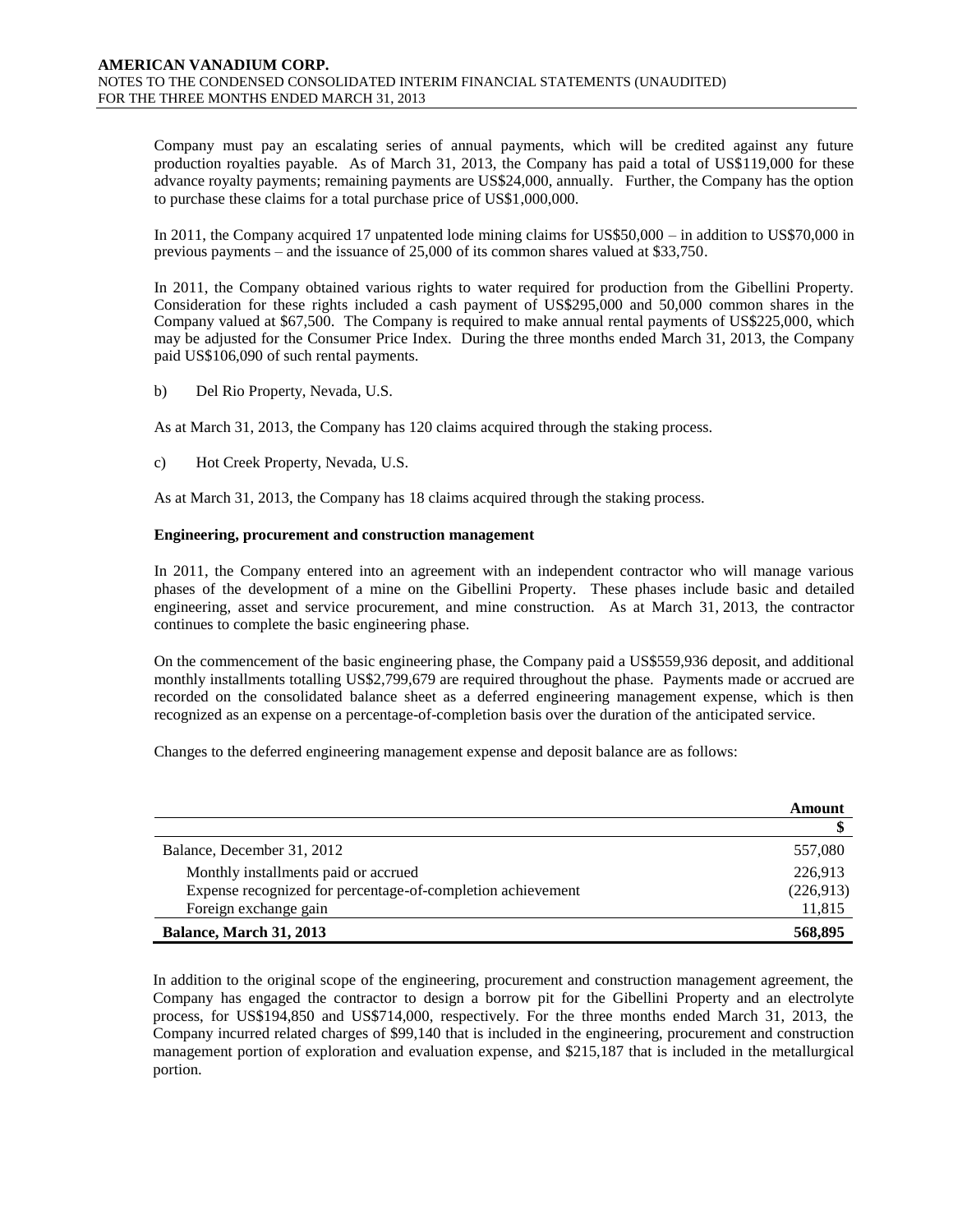Company must pay an escalating series of annual payments, which will be credited against any future production royalties payable. As of March 31, 2013, the Company has paid a total of US$119,000 for these advance royalty payments; remaining payments are US$24,000, annually. Further, the Company has the option to purchase these claims for a total purchase price of US$1,000,000.

In 2011, the Company acquired 17 unpatented lode mining claims for US$50,000 – in addition to US$70,000 in previous payments – and the issuance of 25,000 of its common shares valued at $33,750.

In 2011, the Company obtained various rights to water required for production from the Gibellini Property. Consideration for these rights included a cash payment of US$295,000 and 50,000 common shares in the Company valued at $67,500. The Company is required to make annual rental payments of US$225,000, which may be adjusted for the Consumer Price Index. During the three months ended March 31, 2013, the Company paid US$106,090 of such rental payments.

b) Del Rio Property, Nevada, U.S.

As at March 31, 2013, the Company has 120 claims acquired through the staking process.

c) Hot Creek Property, Nevada, U.S.

As at March 31, 2013, the Company has 18 claims acquired through the staking process.

**Engineering, procurement and construction management**

In 2011, the Company entered into an agreement with an independent contractor who will manage various phases of the development of a mine on the Gibellini Property. These phases include basic and detailed engineering, asset and service procurement, and mine construction. As at March 31, 2013, the contractor continues to complete the basic engineering phase.

On the commencement of the basic engineering phase, the Company paid a US$559,936 deposit, and additional monthly installments totalling US$2,799,679 are required throughout the phase. Payments made or accrued are recorded on the consolidated balance sheet as a deferred engineering management expense, which is then recognized as an expense on a percentage-of-completion basis over the duration of the anticipated service.

Changes to the deferred engineering management expense and deposit balance are as follows:

| | Amount |
|---|---|
| | $ |
| Balance, December 31, 2012 | 557,080 |
| Monthly installments paid or accrued | 226,913 |
| Expense recognized for percentage-of-completion achievement | (226,913) |
| Foreign exchange gain | 11,815 |
| **Balance, March 31, 2013** | **568,895** |

In addition to the original scope of the engineering, procurement and construction management agreement, the Company has engaged the contractor to design a borrow pit for the Gibellini Property and an electrolyte process, for US$194,850 and US$714,000, respectively. For the three months ended March 31, 2013, the Company incurred related charges of $99,140 that is included in the engineering, procurement and construction management portion of exploration and evaluation expense, and $215,187 that is included in the metallurgical portion.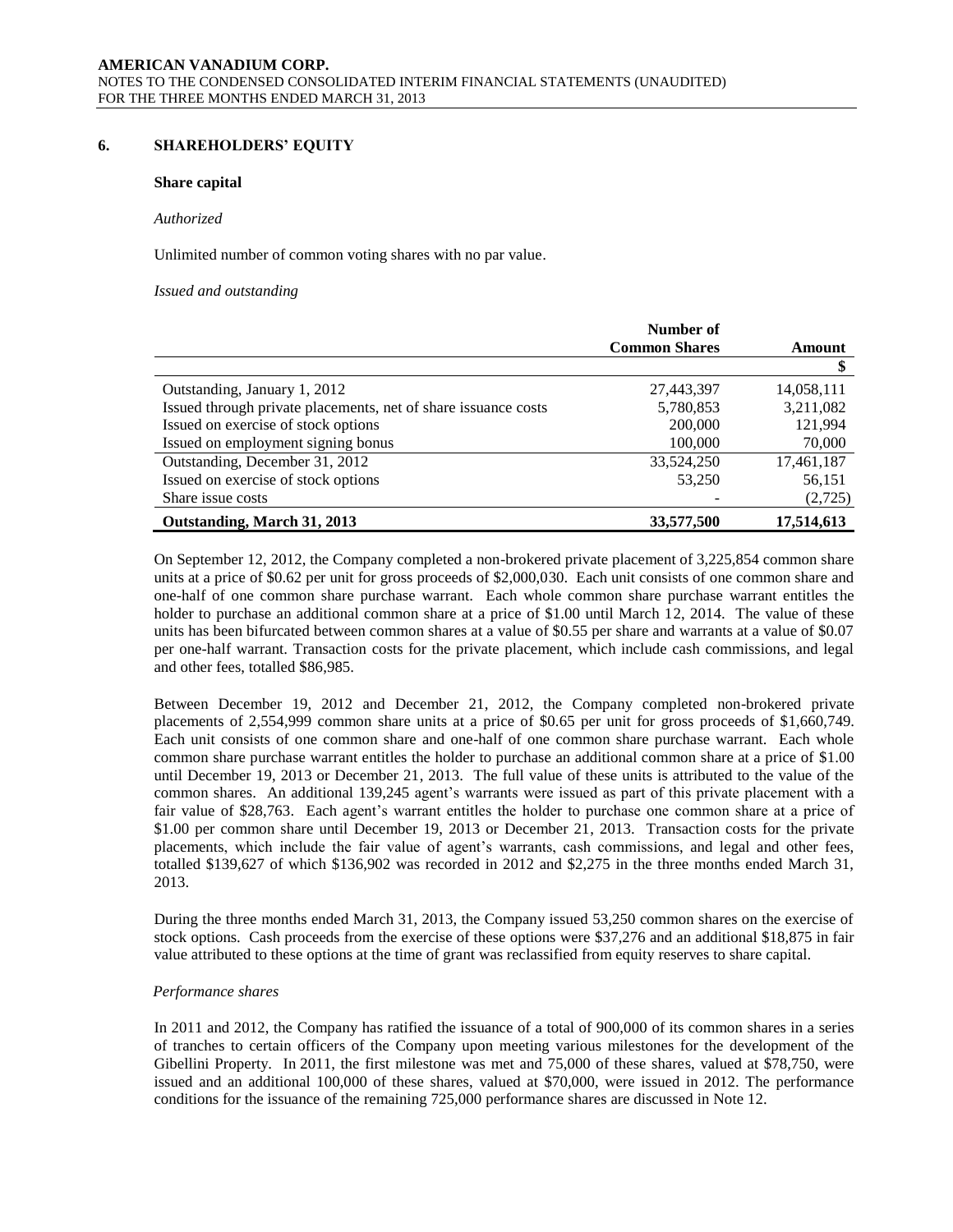## 6. SHAREHOLDERS' EQUITY

### Share capital

*Authorized*

Unlimited number of common voting shares with no par value.

*Issued and outstanding*

| | Number of Common Shares | Amount |
|---|---|---|
| | | $ |
| Outstanding, January 1, 2012 | 27,443,397 | 14,058,111 |
| Issued through private placements, net of share issuance costs | 5,780,853 | 3,211,082 |
| Issued on exercise of stock options | 200,000 | 121,994 |
| Issued on employment signing bonus | 100,000 | 70,000 |
| Outstanding, December 31, 2012 | 33,524,250 | 17,461,187 |
| Issued on exercise of stock options | 53,250 | 56,151 |
| Share issue costs | - | (2,725) |
| **Outstanding, March 31, 2013** | **33,577,500** | **17,514,613** |

On September 12, 2012, the Company completed a non-brokered private placement of 3,225,854 common share units at a price of $0.62 per unit for gross proceeds of $2,000,030. Each unit consists of one common share and one-half of one common share purchase warrant. Each whole common share purchase warrant entitles the holder to purchase an additional common share at a price of $1.00 until March 12, 2014. The value of these units has been bifurcated between common shares at a value of $0.55 per share and warrants at a value of $0.07 per one-half warrant. Transaction costs for the private placement, which include cash commissions, and legal and other fees, totalled $86,985.

Between December 19, 2012 and December 21, 2012, the Company completed non-brokered private placements of 2,554,999 common share units at a price of $0.65 per unit for gross proceeds of $1,660,749. Each unit consists of one common share and one-half of one common share purchase warrant. Each whole common share purchase warrant entitles the holder to purchase an additional common share at a price of $1.00 until December 19, 2013 or December 21, 2013. The full value of these units is attributed to the value of the common shares. An additional 139,245 agent's warrants were issued as part of this private placement with a fair value of $28,763. Each agent's warrant entitles the holder to purchase one common share at a price of $1.00 per common share until December 19, 2013 or December 21, 2013. Transaction costs for the private placements, which include the fair value of agent's warrants, cash commissions, and legal and other fees, totalled $139,627 of which $136,902 was recorded in 2012 and $2,275 in the three months ended March 31, 2013.

During the three months ended March 31, 2013, the Company issued 53,250 common shares on the exercise of stock options. Cash proceeds from the exercise of these options were $37,276 and an additional $18,875 in fair value attributed to these options at the time of grant was reclassified from equity reserves to share capital.

*Performance shares*

In 2011 and 2012, the Company has ratified the issuance of a total of 900,000 of its common shares in a series of tranches to certain officers of the Company upon meeting various milestones for the development of the Gibellini Property. In 2011, the first milestone was met and 75,000 of these shares, valued at $78,750, were issued and an additional 100,000 of these shares, valued at $70,000, were issued in 2012. The performance conditions for the issuance of the remaining 725,000 performance shares are discussed in Note 12.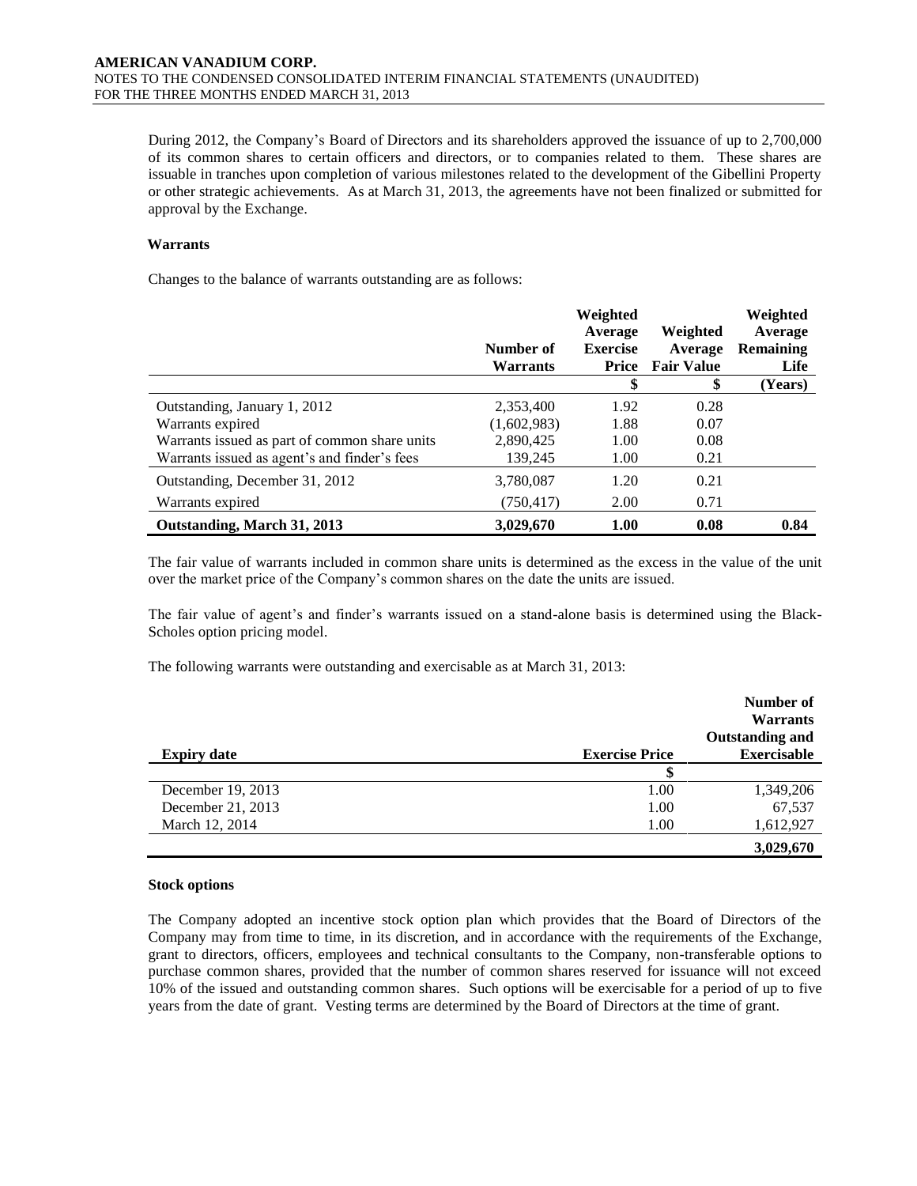During 2012, the Company's Board of Directors and its shareholders approved the issuance of up to 2,700,000 of its common shares to certain officers and directors, or to companies related to them. These shares are issuable in tranches upon completion of various milestones related to the development of the Gibellini Property or other strategic achievements. As at March 31, 2013, the agreements have not been finalized or submitted for approval by the Exchange.

**Warrants**

Changes to the balance of warrants outstanding are as follows:

| | Number of Warrants | Weighted Average Exercise Price | Weighted Average Fair Value | Weighted Average Remaining Life |
|---|---|---|---|---|
| | | $ | $ | (Years) |
| Outstanding, January 1, 2012 | 2,353,400 | 1.92 | 0.28 | |
| Warrants expired | (1,602,983) | 1.88 | 0.07 | |
| Warrants issued as part of common share units | 2,890,425 | 1.00 | 0.08 | |
| Warrants issued as agent's and finder's fees | 139,245 | 1.00 | 0.21 | |
| Outstanding, December 31, 2012 | 3,780,087 | 1.20 | 0.21 | |
| Warrants expired | (750,417) | 2.00 | 0.71 | |
| **Outstanding, March 31, 2013** | **3,029,670** | **1.00** | **0.08** | **0.84** |

The fair value of warrants included in common share units is determined as the excess in the value of the unit over the market price of the Company's common shares on the date the units are issued.

The fair value of agent's and finder's warrants issued on a stand-alone basis is determined using the Black-Scholes option pricing model.

The following warrants were outstanding and exercisable as at March 31, 2013:

| Expiry date | Exercise Price | Number of Warrants Outstanding and Exercisable |
|---|---|---|
| | $ | |
| December 19, 2013 | 1.00 | 1,349,206 |
| December 21, 2013 | 1.00 | 67,537 |
| March 12, 2014 | 1.00 | 1,612,927 |
| | | **3,029,670** |

**Stock options**

The Company adopted an incentive stock option plan which provides that the Board of Directors of the Company may from time to time, in its discretion, and in accordance with the requirements of the Exchange, grant to directors, officers, employees and technical consultants to the Company, non-transferable options to purchase common shares, provided that the number of common shares reserved for issuance will not exceed 10% of the issued and outstanding common shares. Such options will be exercisable for a period of up to five years from the date of grant. Vesting terms are determined by the Board of Directors at the time of grant.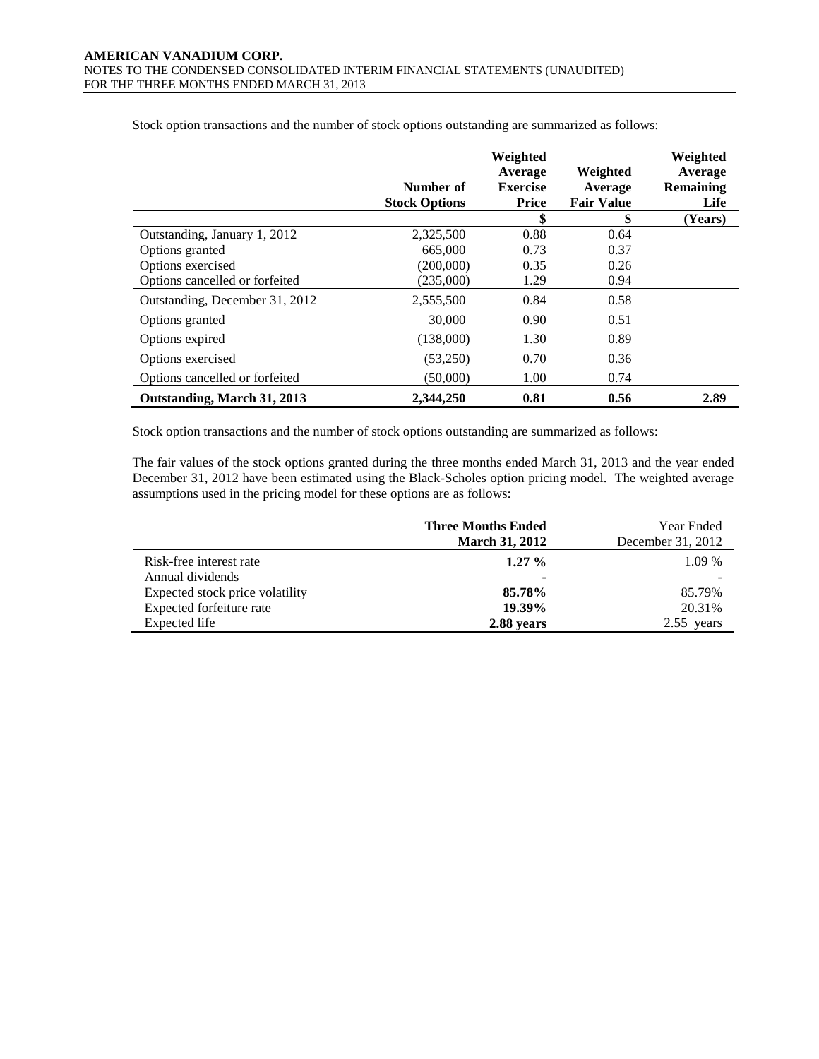Stock option transactions and the number of stock options outstanding are summarized as follows:

| | Number of Stock Options | Weighted Average Exercise Price | Weighted Average Fair Value | Weighted Average Remaining Life |
|---|---|---|---|---|
| | | $ | $ | (Years) |
| Outstanding, January 1, 2012 | 2,325,500 | 0.88 | 0.64 | |
| Options granted | 665,000 | 0.73 | 0.37 | |
| Options exercised | (200,000) | 0.35 | 0.26 | |
| Options cancelled or forfeited | (235,000) | 1.29 | 0.94 | |
| Outstanding, December 31, 2012 | 2,555,500 | 0.84 | 0.58 | |
| Options granted | 30,000 | 0.90 | 0.51 | |
| Options expired | (138,000) | 1.30 | 0.89 | |
| Options exercised | (53,250) | 0.70 | 0.36 | |
| Options cancelled or forfeited | (50,000) | 1.00 | 0.74 | |
| **Outstanding, March 31, 2013** | **2,344,250** | **0.81** | **0.56** | **2.89** |

Stock option transactions and the number of stock options outstanding are summarized as follows:

The fair values of the stock options granted during the three months ended March 31, 2013 and the year ended December 31, 2012 have been estimated using the Black-Scholes option pricing model. The weighted average assumptions used in the pricing model for these options are as follows:

| | **Three Months Ended March 31, 2012** | Year Ended December 31, 2012 |
|---|---|---|
| Risk-free interest rate | **1.27 %** | 1.09 % |
| Annual dividends | **-** | - |
| Expected stock price volatility | **85.78%** | 85.79% |
| Expected forfeiture rate | **19.39%** | 20.31% |
| Expected life | **2.88 years** | 2.55 years |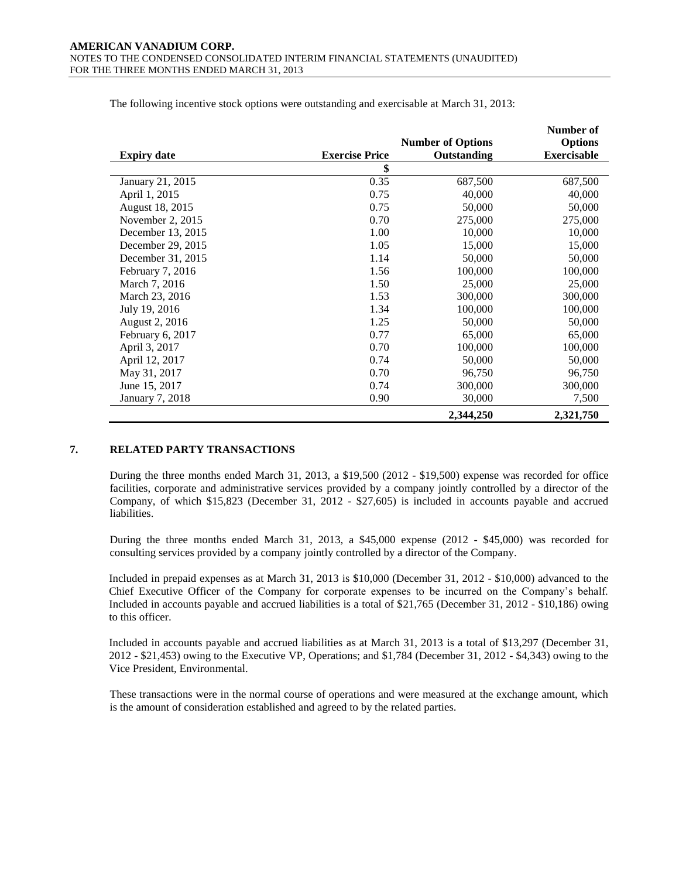The following incentive stock options were outstanding and exercisable at March 31, 2013:

| Expiry date | Exercise Price | Number of Options Outstanding | Number of Options Exercisable |
|---|---|---|---|
| | $ | | |
| January 21, 2015 | 0.35 | 687,500 | 687,500 |
| April 1, 2015 | 0.75 | 40,000 | 40,000 |
| August 18, 2015 | 0.75 | 50,000 | 50,000 |
| November 2, 2015 | 0.70 | 275,000 | 275,000 |
| December 13, 2015 | 1.00 | 10,000 | 10,000 |
| December 29, 2015 | 1.05 | 15,000 | 15,000 |
| December 31, 2015 | 1.14 | 50,000 | 50,000 |
| February 7, 2016 | 1.56 | 100,000 | 100,000 |
| March 7, 2016 | 1.50 | 25,000 | 25,000 |
| March 23, 2016 | 1.53 | 300,000 | 300,000 |
| July 19, 2016 | 1.34 | 100,000 | 100,000 |
| August 2, 2016 | 1.25 | 50,000 | 50,000 |
| February 6, 2017 | 0.77 | 65,000 | 65,000 |
| April 3, 2017 | 0.70 | 100,000 | 100,000 |
| April 12, 2017 | 0.74 | 50,000 | 50,000 |
| May 31, 2017 | 0.70 | 96,750 | 96,750 |
| June 15, 2017 | 0.74 | 300,000 | 300,000 |
| January 7, 2018 | 0.90 | 30,000 | 7,500 |
| | | **2,344,250** | **2,321,750** |

## 7. RELATED PARTY TRANSACTIONS

During the three months ended March 31, 2013, a $19,500 (2012 - $19,500) expense was recorded for office facilities, corporate and administrative services provided by a company jointly controlled by a director of the Company, of which $15,823 (December 31, 2012 - $27,605) is included in accounts payable and accrued liabilities.

During the three months ended March 31, 2013, a $45,000 expense (2012 - $45,000) was recorded for consulting services provided by a company jointly controlled by a director of the Company.

Included in prepaid expenses as at March 31, 2013 is $10,000 (December 31, 2012 - $10,000) advanced to the Chief Executive Officer of the Company for corporate expenses to be incurred on the Company's behalf. Included in accounts payable and accrued liabilities is a total of $21,765 (December 31, 2012 - $10,186) owing to this officer.

Included in accounts payable and accrued liabilities as at March 31, 2013 is a total of $13,297 (December 31, 2012 - $21,453) owing to the Executive VP, Operations; and $1,784 (December 31, 2012 - $4,343) owing to the Vice President, Environmental.

These transactions were in the normal course of operations and were measured at the exchange amount, which is the amount of consideration established and agreed to by the related parties.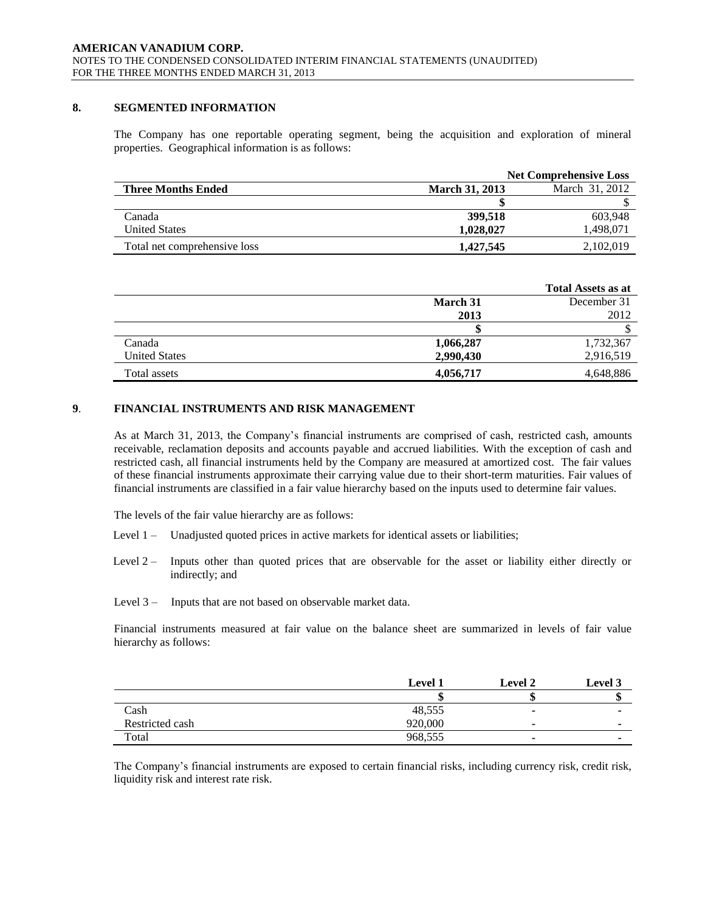## 8. SEGMENTED INFORMATION

The Company has one reportable operating segment, being the acquisition and exploration of mineral properties. Geographical information is as follows:

| | Net Comprehensive Loss | |
|---|---|---|
| **Three Months Ended** | **March 31, 2013** | March 31, 2012 |
| | **$** | $ |
| Canada | **399,518** | 603,948 |
| United States | **1,028,027** | 1,498,071 |
| Total net comprehensive loss | **1,427,545** | 2,102,019 |

| | Total Assets as at | |
|---|---|---|
| | **March 31 2013** | December 31 2012 |
| | **$** | $ |
| Canada | **1,066,287** | 1,732,367 |
| United States | **2,990,430** | 2,916,519 |
| Total assets | **4,056,717** | 4,648,886 |

## 9. FINANCIAL INSTRUMENTS AND RISK MANAGEMENT

As at March 31, 2013, the Company's financial instruments are comprised of cash, restricted cash, amounts receivable, reclamation deposits and accounts payable and accrued liabilities. With the exception of cash and restricted cash, all financial instruments held by the Company are measured at amortized cost. The fair values of these financial instruments approximate their carrying value due to their short-term maturities. Fair values of financial instruments are classified in a fair value hierarchy based on the inputs used to determine fair values.

The levels of the fair value hierarchy are as follows:

Level 1 – Unadjusted quoted prices in active markets for identical assets or liabilities;

Level 2 – Inputs other than quoted prices that are observable for the asset or liability either directly or indirectly; and

Level 3 – Inputs that are not based on observable market data.

Financial instruments measured at fair value on the balance sheet are summarized in levels of fair value hierarchy as follows:

| | Level 1 | Level 2 | Level 3 |
|---|---|---|---|
| | $ | $ | $ |
| Cash | 48,555 | - | - |
| Restricted cash | 920,000 | - | - |
| Total | 968,555 | - | - |

The Company's financial instruments are exposed to certain financial risks, including currency risk, credit risk, liquidity risk and interest rate risk.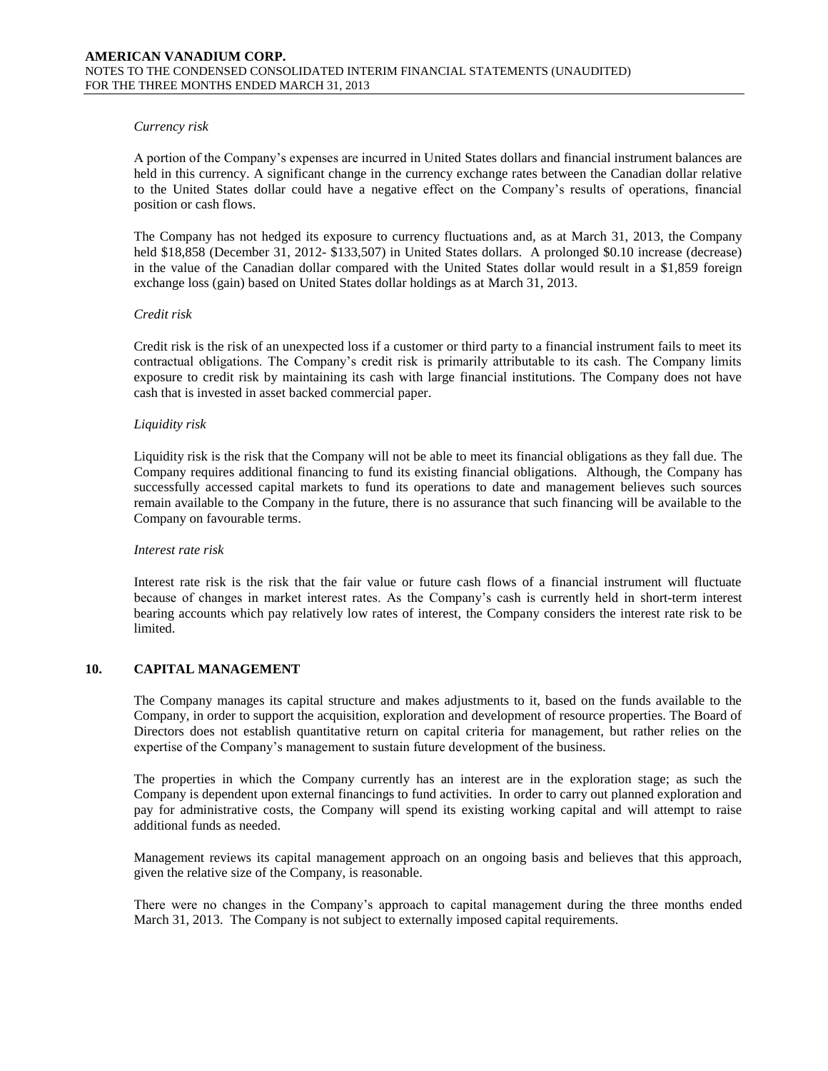*Currency risk*

A portion of the Company's expenses are incurred in United States dollars and financial instrument balances are held in this currency. A significant change in the currency exchange rates between the Canadian dollar relative to the United States dollar could have a negative effect on the Company's results of operations, financial position or cash flows.

The Company has not hedged its exposure to currency fluctuations and, as at March 31, 2013, the Company held $18,858 (December 31, 2012- $133,507) in United States dollars. A prolonged $0.10 increase (decrease) in the value of the Canadian dollar compared with the United States dollar would result in a $1,859 foreign exchange loss (gain) based on United States dollar holdings as at March 31, 2013.

*Credit risk*

Credit risk is the risk of an unexpected loss if a customer or third party to a financial instrument fails to meet its contractual obligations. The Company's credit risk is primarily attributable to its cash. The Company limits exposure to credit risk by maintaining its cash with large financial institutions. The Company does not have cash that is invested in asset backed commercial paper.

*Liquidity risk*

Liquidity risk is the risk that the Company will not be able to meet its financial obligations as they fall due. The Company requires additional financing to fund its existing financial obligations. Although, the Company has successfully accessed capital markets to fund its operations to date and management believes such sources remain available to the Company in the future, there is no assurance that such financing will be available to the Company on favourable terms.

*Interest rate risk*

Interest rate risk is the risk that the fair value or future cash flows of a financial instrument will fluctuate because of changes in market interest rates. As the Company's cash is currently held in short-term interest bearing accounts which pay relatively low rates of interest, the Company considers the interest rate risk to be limited.

## 10. CAPITAL MANAGEMENT

The Company manages its capital structure and makes adjustments to it, based on the funds available to the Company, in order to support the acquisition, exploration and development of resource properties. The Board of Directors does not establish quantitative return on capital criteria for management, but rather relies on the expertise of the Company's management to sustain future development of the business.

The properties in which the Company currently has an interest are in the exploration stage; as such the Company is dependent upon external financings to fund activities. In order to carry out planned exploration and pay for administrative costs, the Company will spend its existing working capital and will attempt to raise additional funds as needed.

Management reviews its capital management approach on an ongoing basis and believes that this approach, given the relative size of the Company, is reasonable.

There were no changes in the Company's approach to capital management during the three months ended March 31, 2013. The Company is not subject to externally imposed capital requirements.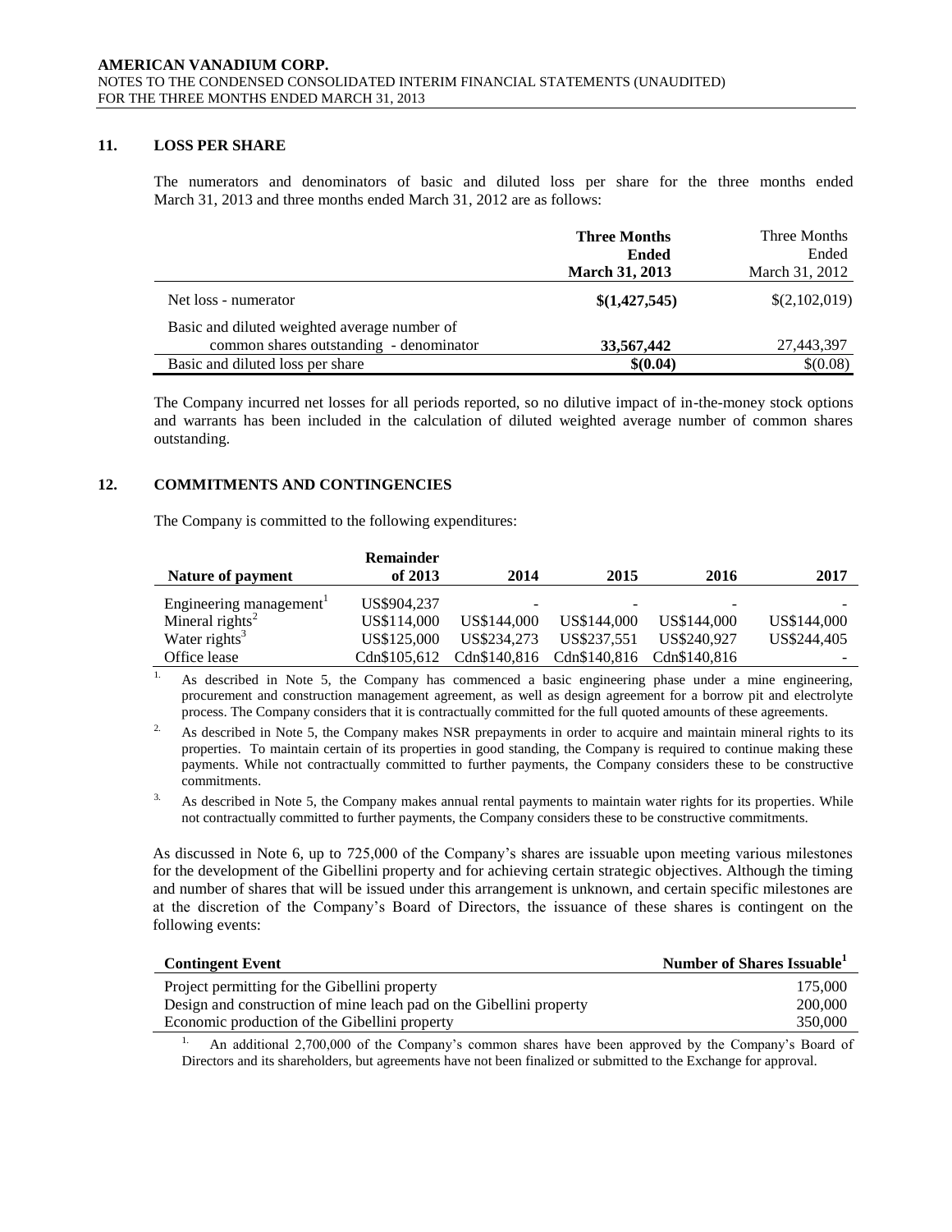## 11. LOSS PER SHARE

The numerators and denominators of basic and diluted loss per share for the three months ended March 31, 2013 and three months ended March 31, 2012 are as follows:

| | **Three Months Ended March 31, 2013** | Three Months Ended March 31, 2012 |
|---|---|---|
| Net loss - numerator | **$(1,427,545)** | $(2,102,019) |
| Basic and diluted weighted average number of common shares outstanding - denominator | **33,567,442** | 27,443,397 |
| Basic and diluted loss per share | **$(0.04)** | $(0.08) |

The Company incurred net losses for all periods reported, so no dilutive impact of in-the-money stock options and warrants has been included in the calculation of diluted weighted average number of common shares outstanding.

## 12. COMMITMENTS AND CONTINGENCIES

The Company is committed to the following expenditures:

| Nature of payment | Remainder of 2013 | 2014 | 2015 | 2016 | 2017 |
|---|---|---|---|---|---|
| Engineering management[1] | US$904,237 | - | - | - | - |
| Mineral rights[2] | US$114,000 | US$144,000 | US$144,000 | US$144,000 | US$144,000 |
| Water rights[3] | US$125,000 | US$234,273 | US$237,551 | US$240,927 | US$244,405 |
| Office lease | Cdn$105,612 | Cdn$140,816 | Cdn$140,816 | Cdn$140,816 | - |

1. As described in Note 5, the Company has commenced a basic engineering phase under a mine engineering, procurement and construction management agreement, as well as design agreement for a borrow pit and electrolyte process. The Company considers that it is contractually committed for the full quoted amounts of these agreements.

2. As described in Note 5, the Company makes NSR prepayments in order to acquire and maintain mineral rights to its properties. To maintain certain of its properties in good standing, the Company is required to continue making these payments. While not contractually committed to further payments, the Company considers these to be constructive commitments.

3. As described in Note 5, the Company makes annual rental payments to maintain water rights for its properties. While not contractually committed to further payments, the Company considers these to be constructive commitments.

As discussed in Note 6, up to 725,000 of the Company's shares are issuable upon meeting various milestones for the development of the Gibellini property and for achieving certain strategic objectives. Although the timing and number of shares that will be issued under this arrangement is unknown, and certain specific milestones are at the discretion of the Company's Board of Directors, the issuance of these shares is contingent on the following events:

| Contingent Event | Number of Shares Issuable[1] |
|---|---|
| Project permitting for the Gibellini property | 175,000 |
| Design and construction of mine leach pad on the Gibellini property | 200,000 |
| Economic production of the Gibellini property | 350,000 |

1. An additional 2,700,000 of the Company's common shares have been approved by the Company's Board of Directors and its shareholders, but agreements have not been finalized or submitted to the Exchange for approval.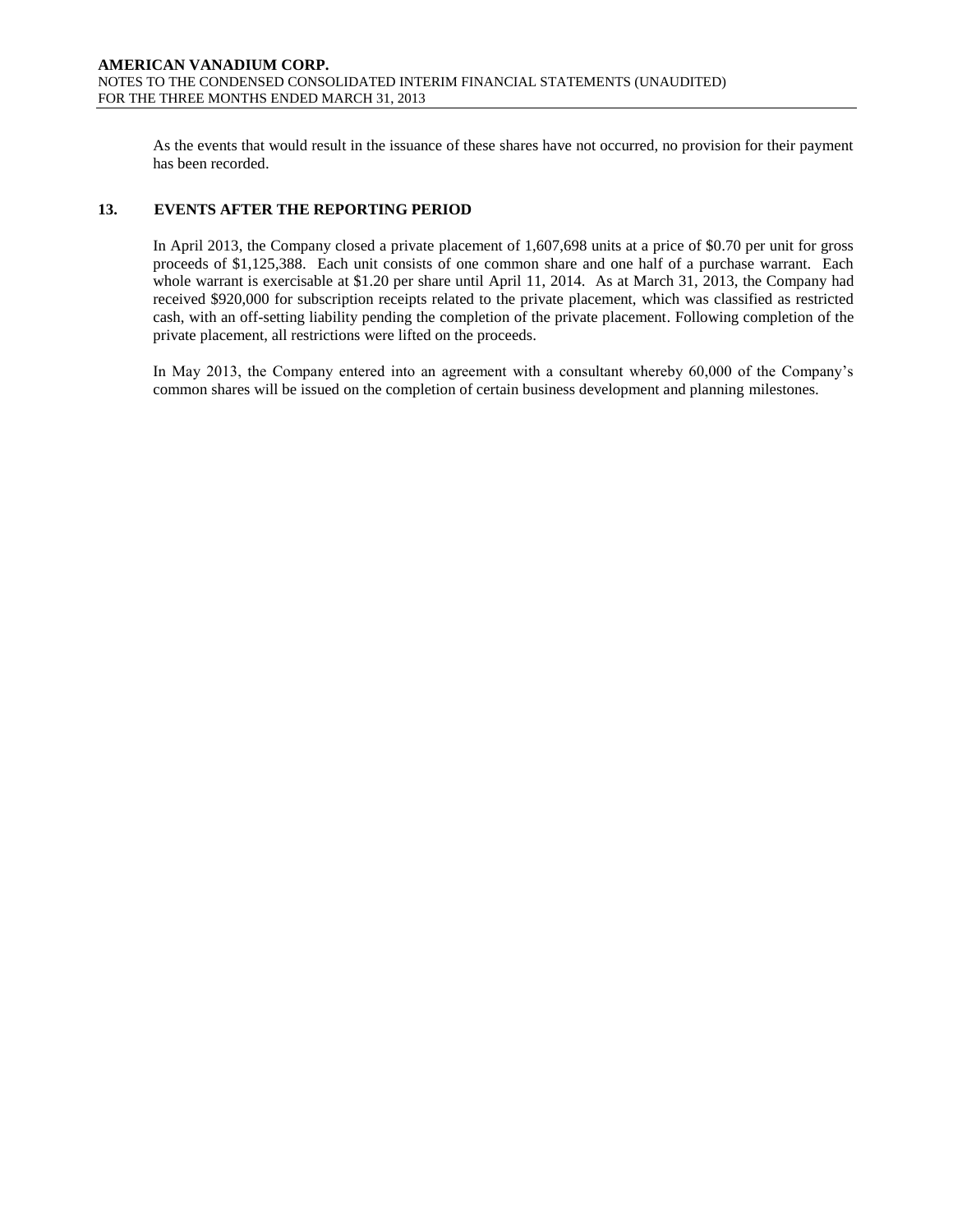As the events that would result in the issuance of these shares have not occurred, no provision for their payment has been recorded.

## 13. EVENTS AFTER THE REPORTING PERIOD

In April 2013, the Company closed a private placement of 1,607,698 units at a price of $0.70 per unit for gross proceeds of $1,125,388. Each unit consists of one common share and one half of a purchase warrant. Each whole warrant is exercisable at $1.20 per share until April 11, 2014. As at March 31, 2013, the Company had received $920,000 for subscription receipts related to the private placement, which was classified as restricted cash, with an off-setting liability pending the completion of the private placement. Following completion of the private placement, all restrictions were lifted on the proceeds.

In May 2013, the Company entered into an agreement with a consultant whereby 60,000 of the Company's common shares will be issued on the completion of certain business development and planning milestones.